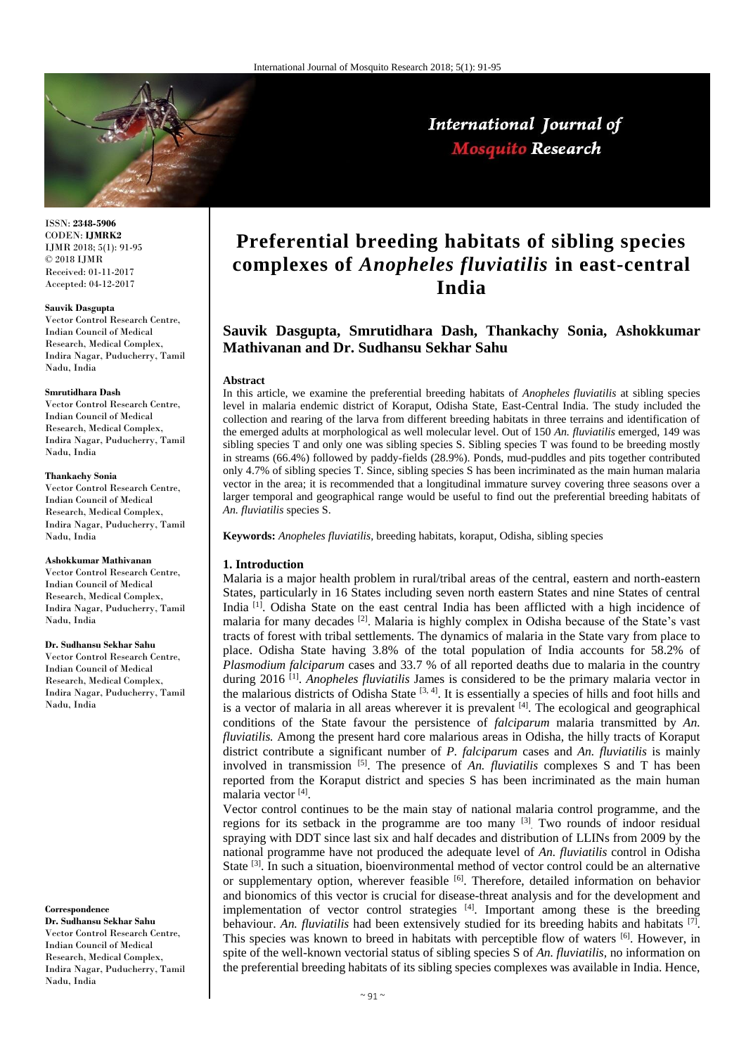# Preferential breeding habitats of sibling species complexes of *Anopheles fluviatilis* in east-central India

**Sauvik Dasgupta, Smrutidhara Dash, Thankachy Sonia, Ashokkumar Mathivanan and Dr. Sudhansu Sekhar Sahu**

ISSN: **2348-5906**
CODEN: **IJMRK2**
IJMR 2018; 5(1): 91-95
© 2018 IJMR
Received: 01-11-2017
Accepted: 04-12-2017

**Sauvik Dasgupta**
Vector Control Research Centre, Indian Council of Medical Research, Medical Complex, Indira Nagar, Puducherry, Tamil Nadu, India

**Smrutidhara Dash**
Vector Control Research Centre, Indian Council of Medical Research, Medical Complex, Indira Nagar, Puducherry, Tamil Nadu, India

**Thankachy Sonia**
Vector Control Research Centre, Indian Council of Medical Research, Medical Complex, Indira Nagar, Puducherry, Tamil Nadu, India

**Ashokkumar Mathivanan**
Vector Control Research Centre, Indian Council of Medical Research, Medical Complex, Indira Nagar, Puducherry, Tamil Nadu, India

**Dr. Sudhansu Sekhar Sahu**
Vector Control Research Centre, Indian Council of Medical Research, Medical Complex, Indira Nagar, Puducherry, Tamil Nadu, India

**Correspondence**
**Dr. Sudhansu Sekhar Sahu**
Vector Control Research Centre, Indian Council of Medical Research, Medical Complex, Indira Nagar, Puducherry, Tamil Nadu, India

**Abstract**

In this article, we examine the preferential breeding habitats of *Anopheles fluviatilis* at sibling species level in malaria endemic district of Koraput, Odisha State, East-Central India. The study included the collection and rearing of the larva from different breeding habitats in three terrains and identification of the emerged adults at morphological as well molecular level. Out of 150 *An. fluviatilis* emerged, 149 was sibling species T and only one was sibling species S. Sibling species T was found to be breeding mostly in streams (66.4%) followed by paddy-fields (28.9%). Ponds, mud-puddles and pits together contributed only 4.7% of sibling species T. Since, sibling species S has been incriminated as the main human malaria vector in the area; it is recommended that a longitudinal immature survey covering three seasons over a larger temporal and geographical range would be useful to find out the preferential breeding habitats of *An. fluviatilis* species S.

**Keywords:** *Anopheles fluviatilis,* breeding habitats, koraput, Odisha, sibling species

## 1. Introduction

Malaria is a major health problem in rural/tribal areas of the central, eastern and north-eastern States, particularly in 16 States including seven north eastern States and nine States of central India [1]. Odisha State on the east central India has been afflicted with a high incidence of malaria for many decades [2]. Malaria is highly complex in Odisha because of the State's vast tracts of forest with tribal settlements. The dynamics of malaria in the State vary from place to place. Odisha State having 3.8% of the total population of India accounts for 58.2% of *Plasmodium falciparum* cases and 33.7 % of all reported deaths due to malaria in the country during 2016 [1]. *Anopheles fluviatilis* James is considered to be the primary malaria vector in the malarious districts of Odisha State [3, 4]. It is essentially a species of hills and foot hills and is a vector of malaria in all areas wherever it is prevalent [4]. The ecological and geographical conditions of the State favour the persistence of *falciparum* malaria transmitted by *An. fluviatilis.* Among the present hard core malarious areas in Odisha, the hilly tracts of Koraput district contribute a significant number of *P. falciparum* cases and *An. fluviatilis* is mainly involved in transmission [5]. The presence of *An. fluviatilis* complexes S and T has been reported from the Koraput district and species S has been incriminated as the main human malaria vector [4].

Vector control continues to be the main stay of national malaria control programme, and the regions for its setback in the programme are too many [3]. Two rounds of indoor residual spraying with DDT since last six and half decades and distribution of LLINs from 2009 by the national programme have not produced the adequate level of *An. fluviatilis* control in Odisha State [3]. In such a situation, bioenvironmental method of vector control could be an alternative or supplementary option, wherever feasible [6]. Therefore, detailed information on behavior and bionomics of this vector is crucial for disease-threat analysis and for the development and implementation of vector control strategies [4]. Important among these is the breeding behaviour. *An. fluviatilis* had been extensively studied for its breeding habits and habitats [7]. This species was known to breed in habitats with perceptible flow of waters [6]. However, in spite of the well-known vectorial status of sibling species S of *An. fluviatilis,* no information on the preferential breeding habitats of its sibling species complexes was available in India. Hence,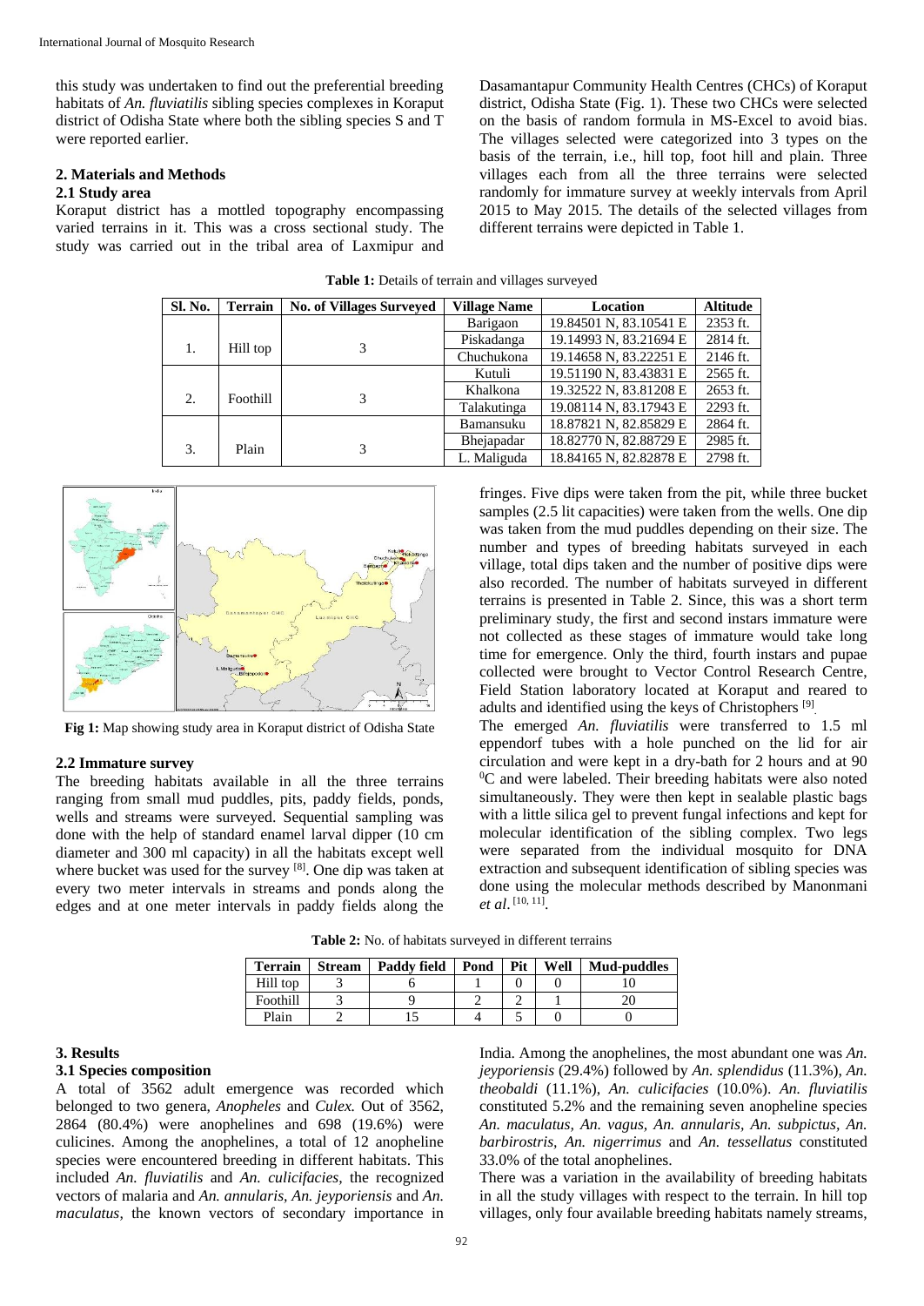this study was undertaken to find out the preferential breeding habitats of *An. fluviatilis* sibling species complexes in Koraput district of Odisha State where both the sibling species S and T were reported earlier.

## 2. Materials and Methods

### 2.1 Study area

Koraput district has a mottled topography encompassing varied terrains in it. This was a cross sectional study. The study was carried out in the tribal area of Laxmipur and Dasamantapur Community Health Centres (CHCs) of Koraput district, Odisha State (Fig. 1). These two CHCs were selected on the basis of random formula in MS-Excel to avoid bias. The villages selected were categorized into 3 types on the basis of the terrain, i.e., hill top, foot hill and plain. Three villages each from all the three terrains were selected randomly for immature survey at weekly intervals from April 2015 to May 2015. The details of the selected villages from different terrains were depicted in Table 1.

**Table 1:** Details of terrain and villages surveyed

| Sl. No. | Terrain | No. of Villages Surveyed | Village Name | Location | Altitude |
|---|---|---|---|---|---|
| 1. | Hill top | 3 | Barigaon | 19.84501 N, 83.10541 E | 2353 ft. |
| | | | Piskadanga | 19.14993 N, 83.21694 E | 2814 ft. |
| | | | Chuchukona | 19.14658 N, 83.22251 E | 2146 ft. |
| 2. | Foothill | 3 | Kutuli | 19.51190 N, 83.43831 E | 2565 ft. |
| | | | Khalkona | 19.32522 N, 83.81208 E | 2653 ft. |
| | | | Talakutinga | 19.08114 N, 83.17943 E | 2293 ft. |
| 3. | Plain | 3 | Bamansuku | 18.87821 N, 82.85829 E | 2864 ft. |
| | | | Bhejapadar | 18.82770 N, 82.88729 E | 2985 ft. |
| | | | L. Maliguda | 18.84165 N, 82.82878 E | 2798 ft. |

**Fig 1:** Map showing study area in Koraput district of Odisha State

### 2.2 Immature survey

The breeding habitats available in all the three terrains ranging from small mud puddles, pits, paddy fields, ponds, wells and streams were surveyed. Sequential sampling was done with the help of standard enamel larval dipper (10 cm diameter and 300 ml capacity) in all the habitats except well where bucket was used for the survey [8]. One dip was taken at every two meter intervals in streams and ponds along the edges and at one meter intervals in paddy fields along the fringes. Five dips were taken from the pit, while three bucket samples (2.5 lit capacities) were taken from the wells. One dip was taken from the mud puddles depending on their size. The number and types of breeding habitats surveyed in each village, total dips taken and the number of positive dips were also recorded. The number of habitats surveyed in different terrains is presented in Table 2. Since, this was a short term preliminary study, the first and second instars immature were not collected as these stages of immature would take long time for emergence. Only the third, fourth instars and pupae collected were brought to Vector Control Research Centre, Field Station laboratory located at Koraput and reared to adults and identified using the keys of Christophers [9].

The emerged *An. fluviatilis* were transferred to 1.5 ml eppendorf tubes with a hole punched on the lid for air circulation and were kept in a dry-bath for 2 hours and at 90 $^0$C and were labeled. Their breeding habitats were also noted simultaneously. They were then kept in sealable plastic bags with a little silica gel to prevent fungal infections and kept for molecular identification of the sibling complex. Two legs were separated from the individual mosquito for DNA extraction and subsequent identification of sibling species was done using the molecular methods described by Manonmani *et al*. [10, 11].

**Table 2:** No. of habitats surveyed in different terrains

| Terrain | Stream | Paddy field | Pond | Pit | Well | Mud-puddles |
|---|---|---|---|---|---|---|
| Hill top | 3 | 6 | 1 | 0 | 0 | 10 |
| Foothill | 3 | 9 | 2 | 2 | 1 | 20 |
| Plain | 2 | 15 | 4 | 5 | 0 | 0 |

## 3. Results

### 3.1 Species composition

A total of 3562 adult emergence was recorded which belonged to two genera, *Anopheles* and *Culex.* Out of 3562, 2864 (80.4%) were anophelines and 698 (19.6%) were culicines. Among the anophelines, a total of 12 anopheline species were encountered breeding in different habitats. This included *An. fluviatilis* and *An. culicifacies*, the recognized vectors of malaria and *An. annularis*, *An. jeyporiensis* and *An. maculatus*, the known vectors of secondary importance in India. Among the anophelines, the most abundant one was *An. jeyporiensis* (29.4%) followed by *An. splendidus* (11.3%), *An. theobaldi* (11.1%), *An. culicifacies* (10.0%). *An. fluviatilis* constituted 5.2% and the remaining seven anopheline species *An. maculatus*, *An. vagus*, *An. annularis*, *An. subpictus*, *An. barbirostris*, *An. nigerrimus* and *An. tessellatus* constituted 33.0% of the total anophelines.

There was a variation in the availability of breeding habitats in all the study villages with respect to the terrain. In hill top villages, only four available breeding habitats namely streams,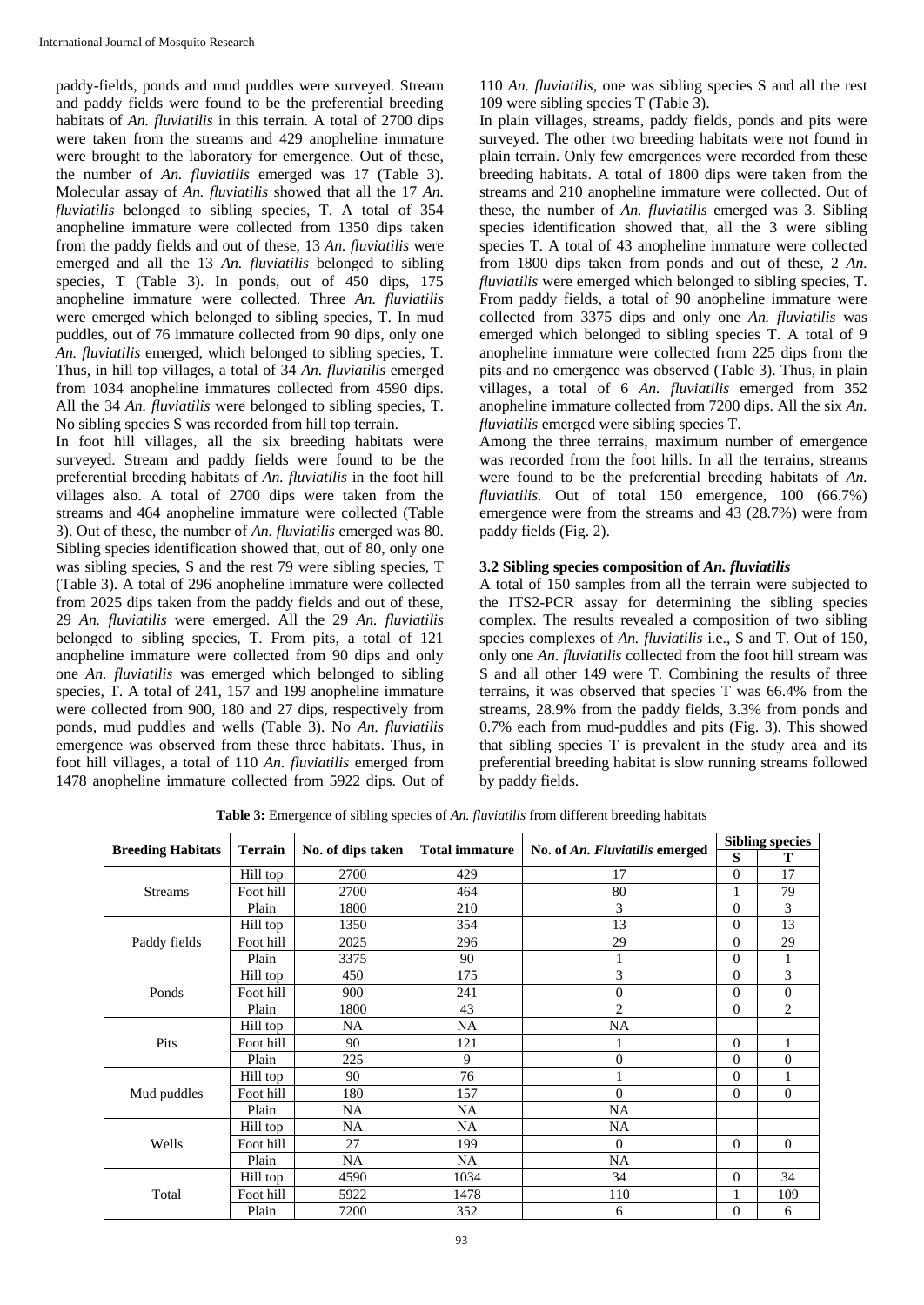paddy-fields, ponds and mud puddles were surveyed. Stream and paddy fields were found to be the preferential breeding habitats of *An. fluviatilis* in this terrain. A total of 2700 dips were taken from the streams and 429 anopheline immature were brought to the laboratory for emergence. Out of these, the number of *An. fluviatilis* emerged was 17 (Table 3). Molecular assay of *An. fluviatilis* showed that all the 17 *An. fluviatilis* belonged to sibling species, T. A total of 354 anopheline immature were collected from 1350 dips taken from the paddy fields and out of these, 13 *An. fluviatilis* were emerged and all the 13 *An. fluviatilis* belonged to sibling species, T (Table 3). In ponds, out of 450 dips, 175 anopheline immature were collected. Three *An. fluviatilis* were emerged which belonged to sibling species, T. In mud puddles, out of 76 immature collected from 90 dips, only one *An. fluviatilis* emerged, which belonged to sibling species, T. Thus, in hill top villages, a total of 34 *An. fluviatilis* emerged from 1034 anopheline immatures collected from 4590 dips. All the 34 *An. fluviatilis* were belonged to sibling species, T. No sibling species S was recorded from hill top terrain.

In foot hill villages, all the six breeding habitats were surveyed. Stream and paddy fields were found to be the preferential breeding habitats of *An. fluviatilis* in the foot hill villages also. A total of 2700 dips were taken from the streams and 464 anopheline immature were collected (Table 3). Out of these, the number of *An. fluviatilis* emerged was 80. Sibling species identification showed that, out of 80, only one was sibling species, S and the rest 79 were sibling species, T (Table 3). A total of 296 anopheline immature were collected from 2025 dips taken from the paddy fields and out of these, 29 *An. fluviatilis* were emerged. All the 29 *An. fluviatilis* belonged to sibling species, T. From pits, a total of 121 anopheline immature were collected from 90 dips and only one *An. fluviatilis* was emerged which belonged to sibling species, T. A total of 241, 157 and 199 anopheline immature were collected from 900, 180 and 27 dips, respectively from ponds, mud puddles and wells (Table 3). No *An. fluviatilis* emergence was observed from these three habitats. Thus, in foot hill villages, a total of 110 *An. fluviatilis* emerged from 1478 anopheline immature collected from 5922 dips. Out of 110 *An. fluviatilis*, one was sibling species S and all the rest 109 were sibling species T (Table 3).

In plain villages, streams, paddy fields, ponds and pits were surveyed. The other two breeding habitats were not found in plain terrain. Only few emergences were recorded from these breeding habitats. A total of 1800 dips were taken from the streams and 210 anopheline immature were collected. Out of these, the number of *An. fluviatilis* emerged was 3. Sibling species identification showed that, all the 3 were sibling species T. A total of 43 anopheline immature were collected from 1800 dips taken from ponds and out of these, 2 *An. fluviatilis* were emerged which belonged to sibling species, T. From paddy fields, a total of 90 anopheline immature were collected from 3375 dips and only one *An. fluviatilis* was emerged which belonged to sibling species T. A total of 9 anopheline immature were collected from 225 dips from the pits and no emergence was observed (Table 3). Thus, in plain villages, a total of 6 *An. fluviatilis* emerged from 352 anopheline immature collected from 7200 dips. All the six *An. fluviatilis* emerged were sibling species T.

Among the three terrains, maximum number of emergence was recorded from the foot hills. In all the terrains, streams were found to be the preferential breeding habitats of *An. fluviatilis.* Out of total 150 emergence, 100 (66.7%) emergence were from the streams and 43 (28.7%) were from paddy fields (Fig. 2).

### 3.2 Sibling species composition of *An. fluviatilis*

A total of 150 samples from all the terrain were subjected to the ITS2-PCR assay for determining the sibling species complex. The results revealed a composition of two sibling species complexes of *An. fluviatilis* i.e., S and T. Out of 150, only one *An. fluviatilis* collected from the foot hill stream was S and all other 149 were T. Combining the results of three terrains, it was observed that species T was 66.4% from the streams, 28.9% from the paddy fields, 3.3% from ponds and 0.7% each from mud-puddles and pits (Fig. 3). This showed that sibling species T is prevalent in the study area and its preferential breeding habitat is slow running streams followed by paddy fields.

**Table 3:** Emergence of sibling species of *An. fluviatilis* from different breeding habitats

| Breeding Habitats | Terrain | No. of dips taken | Total immature | No. of *An. Fluviatilis* emerged | Sibling species | |
|---|---|---|---|---|---|---|
| | | | | | S | T |
| Streams | Hill top | 2700 | 429 | 17 | 0 | 17 |
| | Foot hill | 2700 | 464 | 80 | 1 | 79 |
| | Plain | 1800 | 210 | 3 | 0 | 3 |
| Paddy fields | Hill top | 1350 | 354 | 13 | 0 | 13 |
| | Foot hill | 2025 | 296 | 29 | 0 | 29 |
| | Plain | 3375 | 90 | 1 | 0 | 1 |
| Ponds | Hill top | 450 | 175 | 3 | 0 | 3 |
| | Foot hill | 900 | 241 | 0 | 0 | 0 |
| | Plain | 1800 | 43 | 2 | 0 | 2 |
| Pits | Hill top | NA | NA | NA | | |
| | Foot hill | 90 | 121 | 1 | 0 | 1 |
| | Plain | 225 | 9 | 0 | 0 | 0 |
| Mud puddles | Hill top | 90 | 76 | 1 | 0 | 1 |
| | Foot hill | 180 | 157 | 0 | 0 | 0 |
| | Plain | NA | NA | NA | | |
| Wells | Hill top | NA | NA | NA | | |
| | Foot hill | 27 | 199 | 0 | 0 | 0 |
| | Plain | NA | NA | NA | | |
| Total | Hill top | 4590 | 1034 | 34 | 0 | 34 |
| | Foot hill | 5922 | 1478 | 110 | 1 | 109 |
| | Plain | 7200 | 352 | 6 | 0 | 6 |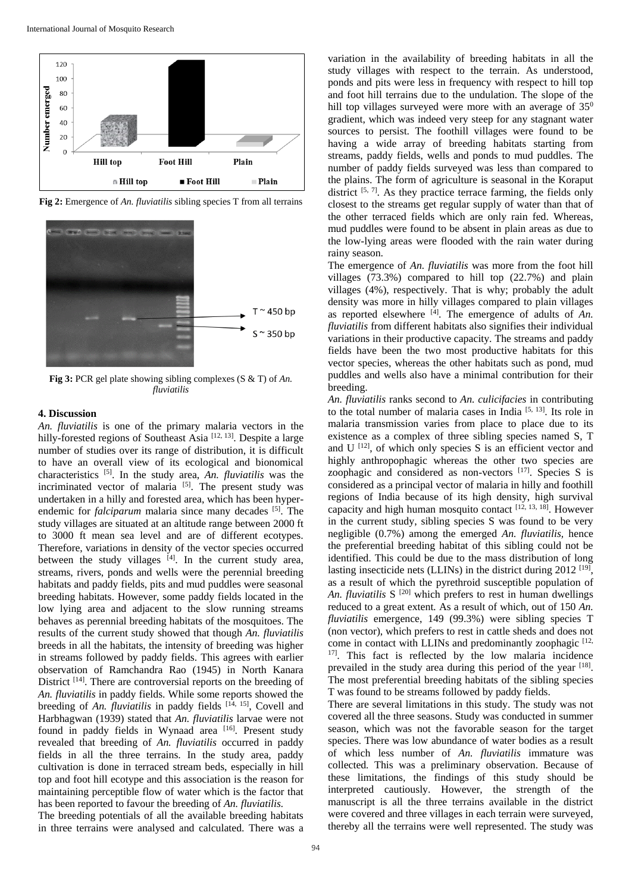Fig 2: Emergence of *An. fluviatilis* sibling species T from all terrains

Fig 3: PCR gel plate showing sibling complexes (S & T) of *An. fluviatilis*

## 4. Discussion

*An. fluviatilis* is one of the primary malaria vectors in the hilly-forested regions of Southeast Asia [12, 13]. Despite a large number of studies over its range of distribution, it is difficult to have an overall view of its ecological and bionomical characteristics [5]. In the study area, *An. fluviatilis* was the incriminated vector of malaria [5]. The present study was undertaken in a hilly and forested area, which has been hyper-endemic for *falciparum* malaria since many decades [5]. The study villages are situated at an altitude range between 2000 ft to 3000 ft mean sea level and are of different ecotypes. Therefore, variations in density of the vector species occurred between the study villages [4]. In the current study area, streams, rivers, ponds and wells were the perennial breeding habitats and paddy fields, pits and mud puddles were seasonal breeding habitats. However, some paddy fields located in the low lying area and adjacent to the slow running streams behaves as perennial breeding habitats of the mosquitoes. The results of the current study showed that though *An. fluviatilis* breeds in all the habitats, the intensity of breeding was higher in streams followed by paddy fields. This agrees with earlier observation of Ramchandra Rao (1945) in North Kanara District [14]. There are controversial reports on the breeding of *An. fluviatilis* in paddy fields. While some reports showed the breeding of *An. fluviatilis* in paddy fields [14, 15], Covell and Harbhagwan (1939) stated that *An. fluviatilis* larvae were not found in paddy fields in Wynaad area [16]. Present study revealed that breeding of *An. fluviatilis* occurred in paddy fields in all the three terrains. In the study area, paddy cultivation is done in terraced stream beds, especially in hill top and foot hill ecotype and this association is the reason for maintaining perceptible flow of water which is the factor that has been reported to favour the breeding of *An. fluviatilis*.

The breeding potentials of all the available breeding habitats in three terrains were analysed and calculated. There was a variation in the availability of breeding habitats in all the study villages with respect to the terrain. As understood, ponds and pits were less in frequency with respect to hill top and foot hill terrains due to the undulation. The slope of the hill top villages surveyed were more with an average of $35^0$ gradient, which was indeed very steep for any stagnant water sources to persist. The foothill villages were found to be having a wide array of breeding habitats starting from streams, paddy fields, wells and ponds to mud puddles. The number of paddy fields surveyed was less than compared to the plains. The form of agriculture is seasonal in the Koraput district [5, 7]. As they practice terrace farming, the fields only closest to the streams get regular supply of water than that of the other terraced fields which are only rain fed. Whereas, mud puddles were found to be absent in plain areas as due to the low-lying areas were flooded with the rain water during rainy season.

The emergence of *An. fluviatilis* was more from the foot hill villages (73.3%) compared to hill top (22.7%) and plain villages (4%), respectively. That is why; probably the adult density was more in hilly villages compared to plain villages as reported elsewhere [4]. The emergence of adults of *An. fluviatilis* from different habitats also signifies their individual variations in their productive capacity. The streams and paddy fields have been the two most productive habitats for this vector species, whereas the other habitats such as pond, mud puddles and wells also have a minimal contribution for their breeding.

*An. fluviatilis* ranks second to *An. culicifacies* in contributing to the total number of malaria cases in India [5, 13]. Its role in malaria transmission varies from place to place due to its existence as a complex of three sibling species named S, T and U [12], of which only species S is an efficient vector and highly anthropophagic whereas the other two species are zoophagic and considered as non-vectors [17]. Species S is considered as a principal vector of malaria in hilly and foothill regions of India because of its high density, high survival capacity and high human mosquito contact [12, 13, 18]. However in the current study, sibling species S was found to be very negligible (0.7%) among the emerged *An. fluviatilis*, hence the preferential breeding habitat of this sibling could not be identified. This could be due to the mass distribution of long lasting insecticide nets (LLINs) in the district during 2012 [19], as a result of which the pyrethroid susceptible population of *An. fluviatilis* S [20] which prefers to rest in human dwellings reduced to a great extent. As a result of which, out of 150 *An. fluviatilis* emergence, 149 (99.3%) were sibling species T (non vector), which prefers to rest in cattle sheds and does not come in contact with LLINs and predominantly zoophagic [12, 17]. This fact is reflected by the low malaria incidence prevailed in the study area during this period of the year [18]. The most preferential breeding habitats of the sibling species T was found to be streams followed by paddy fields.

There are several limitations in this study. The study was not covered all the three seasons. Study was conducted in summer season, which was not the favorable season for the target species. There was low abundance of water bodies as a result of which less number of *An. fluviatilis* immature was collected. This was a preliminary observation. Because of these limitations, the findings of this study should be interpreted cautiously. However, the strength of the manuscript is all the three terrains available in the district were covered and three villages in each terrain were surveyed, thereby all the terrains were well represented. The study was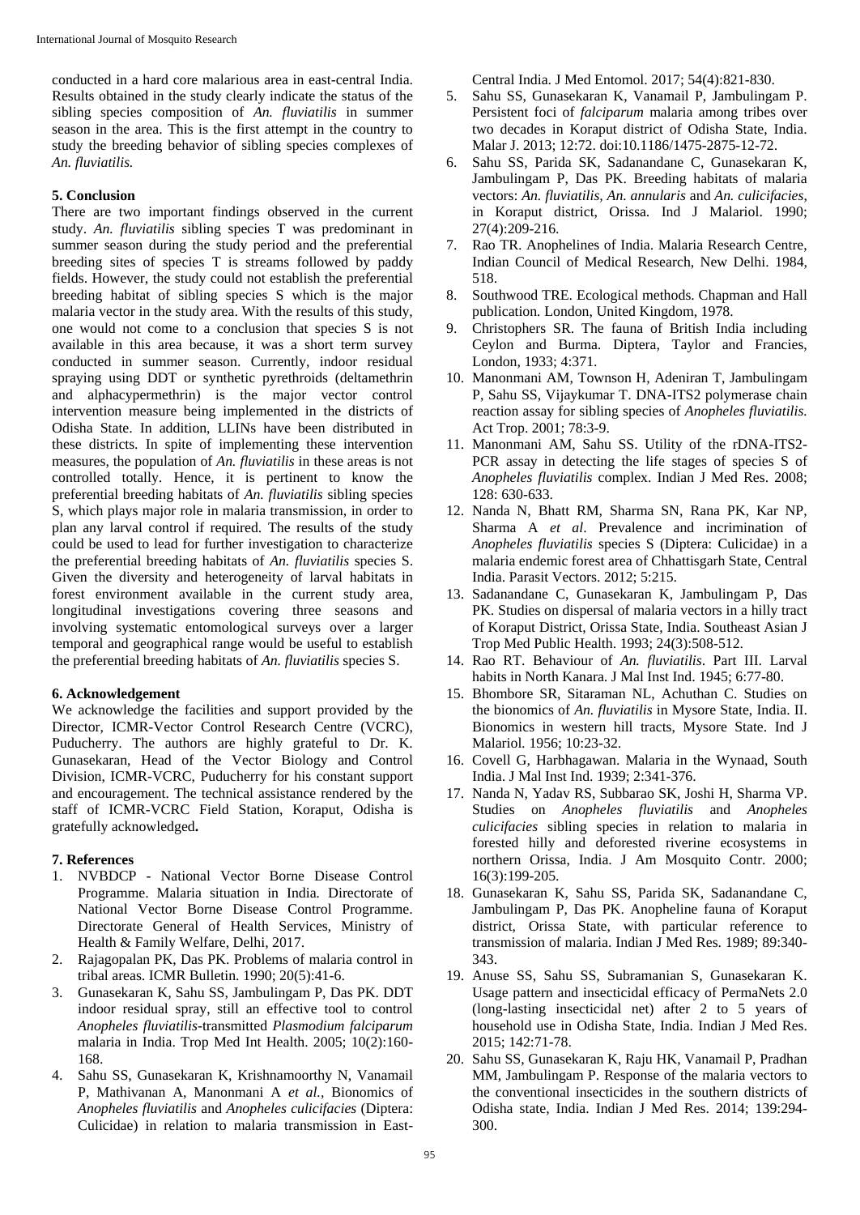conducted in a hard core malarious area in east-central India. Results obtained in the study clearly indicate the status of the sibling species composition of *An. fluviatilis* in summer season in the area. This is the first attempt in the country to study the breeding behavior of sibling species complexes of *An. fluviatilis.*

## 5. Conclusion

There are two important findings observed in the current study. *An. fluviatilis* sibling species T was predominant in summer season during the study period and the preferential breeding sites of species T is streams followed by paddy fields. However, the study could not establish the preferential breeding habitat of sibling species S which is the major malaria vector in the study area. With the results of this study, one would not come to a conclusion that species S is not available in this area because, it was a short term survey conducted in summer season. Currently, indoor residual spraying using DDT or synthetic pyrethroids (deltamethrin and alphacypermethrin) is the major vector control intervention measure being implemented in the districts of Odisha State. In addition, LLINs have been distributed in these districts. In spite of implementing these intervention measures, the population of *An. fluviatilis* in these areas is not controlled totally. Hence, it is pertinent to know the preferential breeding habitats of *An. fluviatilis* sibling species S, which plays major role in malaria transmission, in order to plan any larval control if required. The results of the study could be used to lead for further investigation to characterize the preferential breeding habitats of *An. fluviatilis* species S. Given the diversity and heterogeneity of larval habitats in forest environment available in the current study area, longitudinal investigations covering three seasons and involving systematic entomological surveys over a larger temporal and geographical range would be useful to establish the preferential breeding habitats of *An. fluviatilis* species S.

## 6. Acknowledgement

We acknowledge the facilities and support provided by the Director, ICMR-Vector Control Research Centre (VCRC), Puducherry. The authors are highly grateful to Dr. K. Gunasekaran, Head of the Vector Biology and Control Division, ICMR-VCRC, Puducherry for his constant support and encouragement. The technical assistance rendered by the staff of ICMR-VCRC Field Station, Koraput, Odisha is gratefully acknowledged**.**

## 7. References

1. NVBDCP - National Vector Borne Disease Control Programme. Malaria situation in India. Directorate of National Vector Borne Disease Control Programme. Directorate General of Health Services, Ministry of Health & Family Welfare, Delhi, 2017.
2. Rajagopalan PK, Das PK. Problems of malaria control in tribal areas. ICMR Bulletin. 1990; 20(5):41-6.
3. Gunasekaran K, Sahu SS, Jambulingam P, Das PK. DDT indoor residual spray, still an effective tool to control *Anopheles fluviatilis*-transmitted *Plasmodium falciparum* malaria in India. Trop Med Int Health. 2005; 10(2):160-168.
4. Sahu SS, Gunasekaran K, Krishnamoorthy N, Vanamail P, Mathivanan A, Manonmani A *et al.,* Bionomics of *Anopheles fluviatilis* and *Anopheles culicifacies* (Diptera: Culicidae) in relation to malaria transmission in East-Central India. J Med Entomol. 2017; 54(4):821-830.
5. Sahu SS, Gunasekaran K, Vanamail P, Jambulingam P. Persistent foci of *falciparum* malaria among tribes over two decades in Koraput district of Odisha State, India. Malar J. 2013; 12:72. doi:10.1186/1475-2875-12-72.
6. Sahu SS, Parida SK, Sadanandane C, Gunasekaran K, Jambulingam P, Das PK. Breeding habitats of malaria vectors: *An. fluviatilis, An. annularis* and *An. culicifacies*, in Koraput district, Orissa. Ind J Malariol. 1990; 27(4):209-216.
7. Rao TR. Anophelines of India. Malaria Research Centre, Indian Council of Medical Research, New Delhi. 1984, 518.
8. Southwood TRE. Ecological methods. Chapman and Hall publication. London, United Kingdom, 1978.
9. Christophers SR. The fauna of British India including Ceylon and Burma. Diptera, Taylor and Francies, London, 1933; 4:371.
10. Manonmani AM, Townson H, Adeniran T, Jambulingam P, Sahu SS, Vijaykumar T. DNA-ITS2 polymerase chain reaction assay for sibling species of *Anopheles fluviatilis.* Act Trop. 2001; 78:3-9.
11. Manonmani AM, Sahu SS. Utility of the rDNA-ITS2-PCR assay in detecting the life stages of species S of *Anopheles fluviatilis* complex. Indian J Med Res. 2008; 128: 630-633.
12. Nanda N, Bhatt RM, Sharma SN, Rana PK, Kar NP, Sharma A *et al*. Prevalence and incrimination of *Anopheles fluviatilis* species S (Diptera: Culicidae) in a malaria endemic forest area of Chhattisgarh State, Central India. Parasit Vectors. 2012; 5:215.
13. Sadanandane C, Gunasekaran K, Jambulingam P, Das PK. Studies on dispersal of malaria vectors in a hilly tract of Koraput District, Orissa State, India. Southeast Asian J Trop Med Public Health. 1993; 24(3):508-512.
14. Rao RT. Behaviour of *An. fluviatilis*. Part III. Larval habits in North Kanara. J Mal Inst Ind. 1945; 6:77-80.
15. Bhombore SR, Sitaraman NL, Achuthan C. Studies on the bionomics of *An. fluviatilis* in Mysore State, India. II. Bionomics in western hill tracts, Mysore State. Ind J Malariol. 1956; 10:23-32.
16. Covell G, Harbhagawan. Malaria in the Wynaad, South India. J Mal Inst Ind. 1939; 2:341-376.
17. Nanda N, Yadav RS, Subbarao SK, Joshi H, Sharma VP. Studies on *Anopheles fluviatilis* and *Anopheles culicifacies* sibling species in relation to malaria in forested hilly and deforested riverine ecosystems in northern Orissa, India. J Am Mosquito Contr. 2000; 16(3):199-205.
18. Gunasekaran K, Sahu SS, Parida SK, Sadanandane C, Jambulingam P, Das PK. Anopheline fauna of Koraput district, Orissa State, with particular reference to transmission of malaria. Indian J Med Res. 1989; 89:340-343.
19. Anuse SS, Sahu SS, Subramanian S, Gunasekaran K. Usage pattern and insecticidal efficacy of PermaNets 2.0 (long-lasting insecticidal net) after 2 to 5 years of household use in Odisha State, India. Indian J Med Res. 2015; 142:71-78.
20. Sahu SS, Gunasekaran K, Raju HK, Vanamail P, Pradhan MM, Jambulingam P. Response of the malaria vectors to the conventional insecticides in the southern districts of Odisha state, India. Indian J Med Res. 2014; 139:294-300.